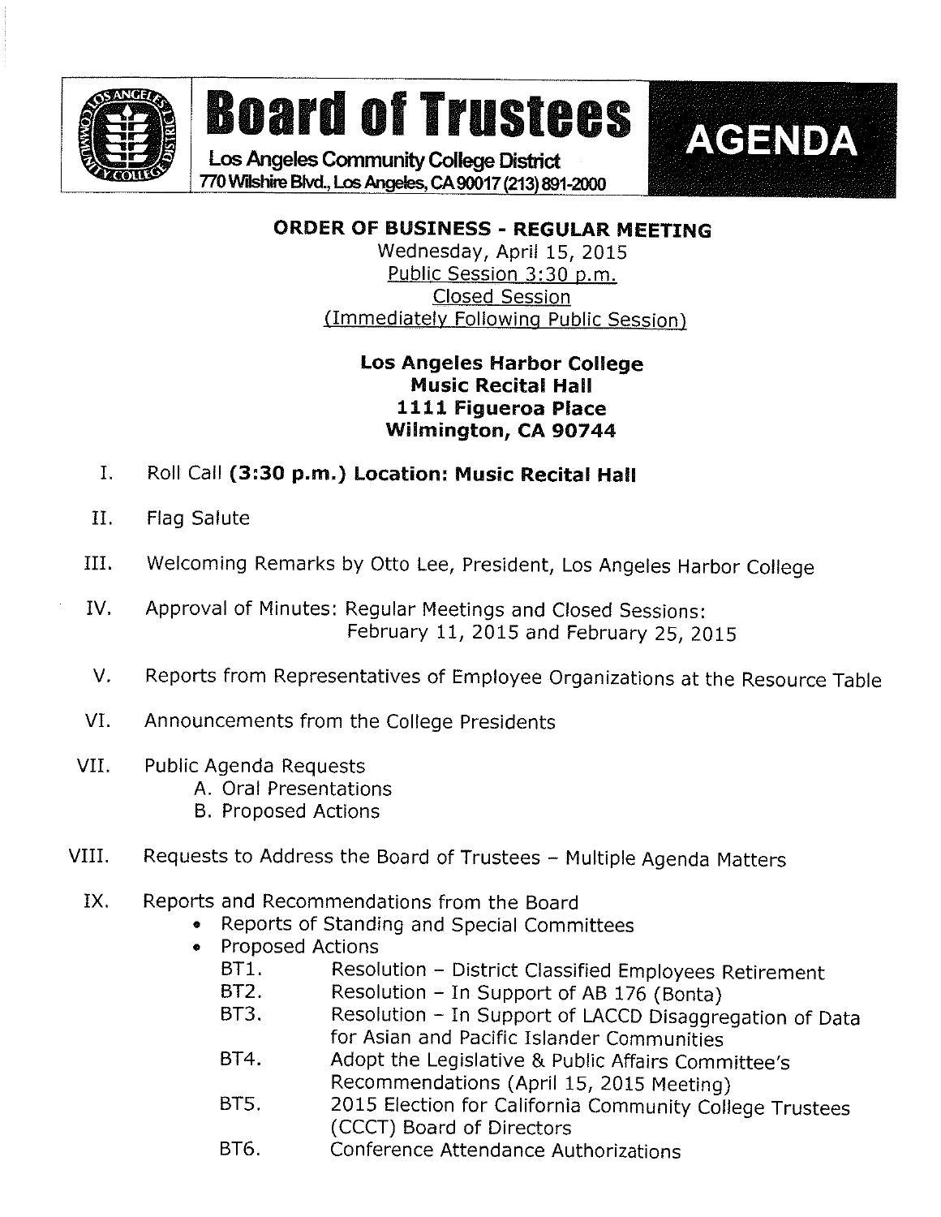# Board of Trustees

**Los Angeles Community College District**
770 Wilshire Blvd., Los Angeles, CA 90017 (213) 891-2000

# AGENDA

## ORDER OF BUSINESS - REGULAR MEETING

Wednesday, April 15, 2015
Public Session 3:30 p.m.
Closed Session
(Immediately Following Public Session)

**Los Angeles Harbor College**
**Music Recital Hall**
**1111 Figueroa Place**
**Wilmington, CA 90744**

I. Roll Call **(3:30 p.m.) Location: Music Recital Hall**

II. Flag Salute

III. Welcoming Remarks by Otto Lee, President, Los Angeles Harbor College

IV. Approval of Minutes: Regular Meetings and Closed Sessions:
February 11, 2015 and February 25, 2015

V. Reports from Representatives of Employee Organizations at the Resource Table

VI. Announcements from the College Presidents

VII. Public Agenda Requests
  A. Oral Presentations
  B. Proposed Actions

VIII. Requests to Address the Board of Trustees – Multiple Agenda Matters

IX. Reports and Recommendations from the Board
  - Reports of Standing and Special Committees
  - Proposed Actions
    - BT1. Resolution – District Classified Employees Retirement
    - BT2. Resolution – In Support of AB 176 (Bonta)
    - BT3. Resolution – In Support of LACCD Disaggregation of Data for Asian and Pacific Islander Communities
    - BT4. Adopt the Legislative & Public Affairs Committee's Recommendations (April 15, 2015 Meeting)
    - BT5. 2015 Election for California Community College Trustees (CCCT) Board of Directors
    - BT6. Conference Attendance Authorizations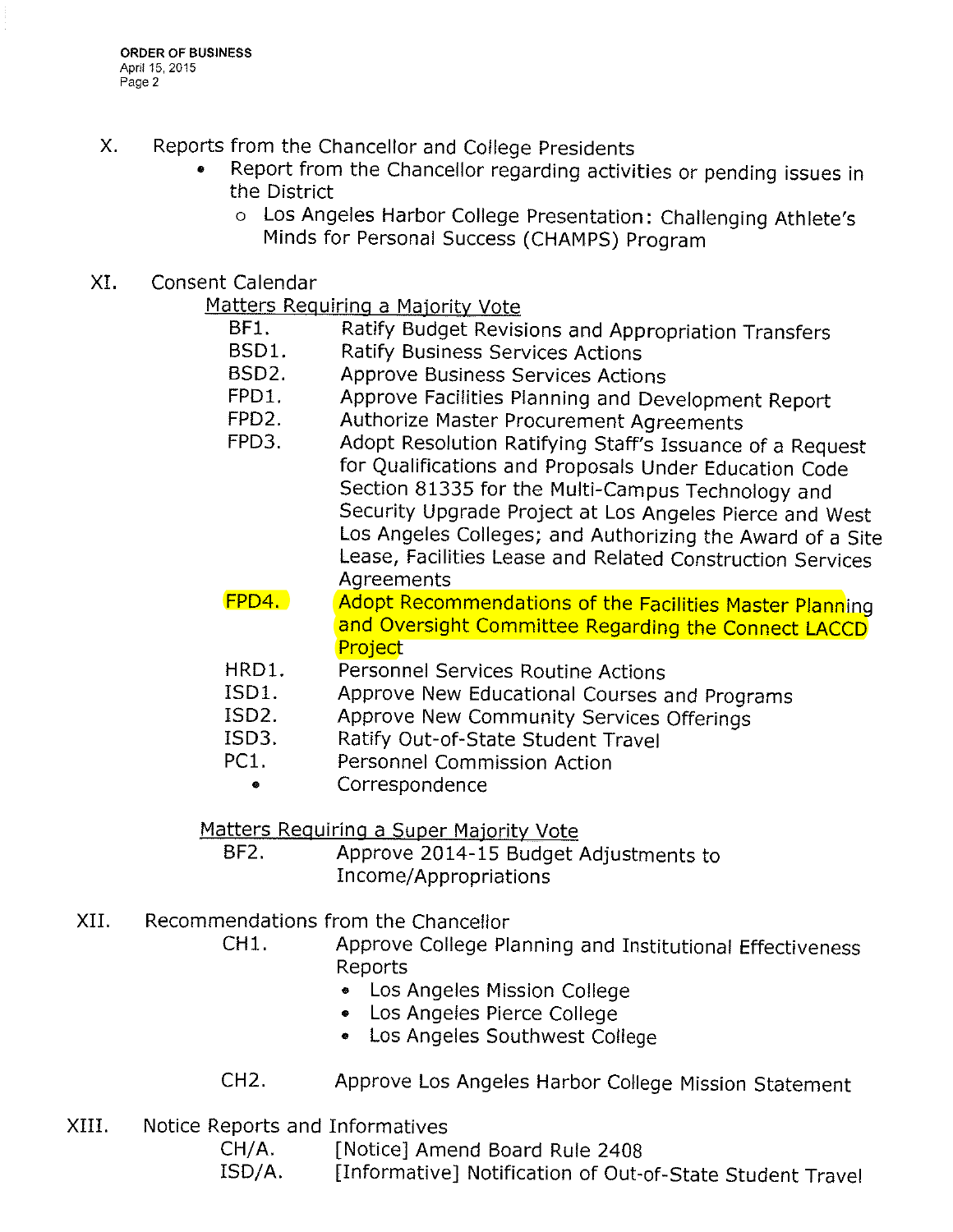X. Reports from the Chancellor and College Presidents

- Report from the Chancellor regarding activities or pending issues in the District
  - Los Angeles Harbor College Presentation: Challenging Athlete's Minds for Personal Success (CHAMPS) Program

XI. Consent Calendar

Matters Requiring a Majority Vote

- BF1. Ratify Budget Revisions and Appropriation Transfers
- BSD1. Ratify Business Services Actions
- BSD2. Approve Business Services Actions
- FPD1. Approve Facilities Planning and Development Report
- FPD2. Authorize Master Procurement Agreements
- FPD3. Adopt Resolution Ratifying Staff's Issuance of a Request for Qualifications and Proposals Under Education Code Section 81335 for the Multi-Campus Technology and Security Upgrade Project at Los Angeles Pierce and West Los Angeles Colleges; and Authorizing the Award of a Site Lease, Facilities Lease and Related Construction Services Agreements
- FPD4. Adopt Recommendations of the Facilities Master Planning and Oversight Committee Regarding the Connect LACCD Project
- HRD1. Personnel Services Routine Actions
- ISD1. Approve New Educational Courses and Programs
- ISD2. Approve New Community Services Offerings
- ISD3. Ratify Out-of-State Student Travel
- PC1. Personnel Commission Action
- Correspondence

Matters Requiring a Super Majority Vote

- BF2. Approve 2014-15 Budget Adjustments to Income/Appropriations

XII. Recommendations from the Chancellor

- CH1. Approve College Planning and Institutional Effectiveness Reports
  - Los Angeles Mission College
  - Los Angeles Pierce College
  - Los Angeles Southwest College
- CH2. Approve Los Angeles Harbor College Mission Statement

XIII. Notice Reports and Informatives

- CH/A. [Notice] Amend Board Rule 2408
- ISD/A. [Informative] Notification of Out-of-State Student Travel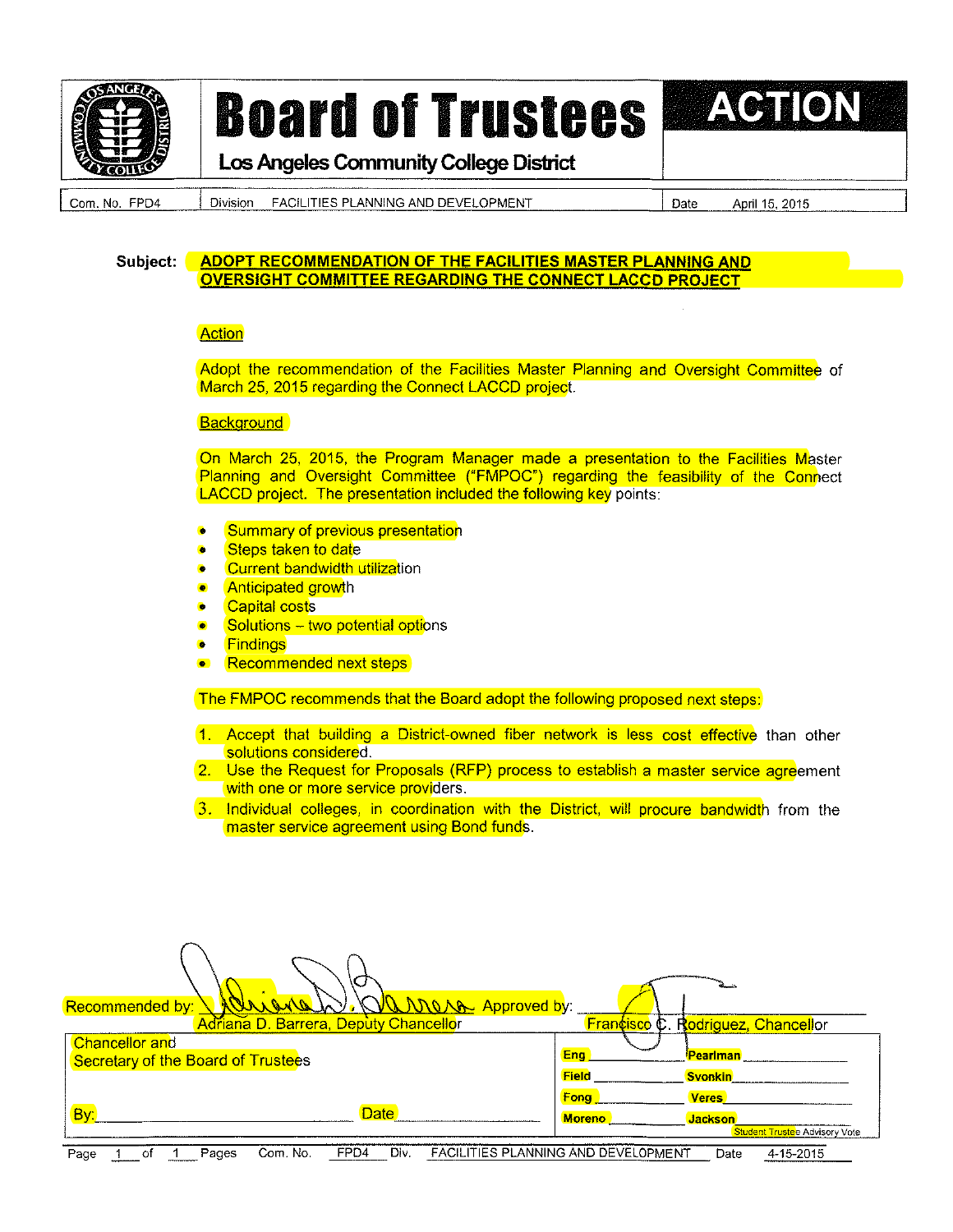# Board of Trustees

**Los Angeles Community College District**

**ACTION**

| Com. No. FPD4 | Division FACILITIES PLANNING AND DEVELOPMENT | Date April 15, 2015 |
|---|---|---|

**Subject:** **ADOPT RECOMMENDATION OF THE FACILITIES MASTER PLANNING AND OVERSIGHT COMMITTEE REGARDING THE CONNECT LACCD PROJECT**

Action

Adopt the recommendation of the Facilities Master Planning and Oversight Committee of March 25, 2015 regarding the Connect LACCD project.

Background

On March 25, 2015, the Program Manager made a presentation to the Facilities Master Planning and Oversight Committee ("FMPOC") regarding the feasibility of the Connect LACCD project. The presentation included the following key points:

- Summary of previous presentation
- Steps taken to date
- Current bandwidth utilization
- Anticipated growth
- Capital costs
- Solutions – two potential options
- Findings
- Recommended next steps

The FMPOC recommends that the Board adopt the following proposed next steps:

1. Accept that building a District-owned fiber network is less cost effective than other solutions considered.
2. Use the Request for Proposals (RFP) process to establish a master service agreement with one or more service providers.
3. Individual colleges, in coordination with the District, will procure bandwidth from the master service agreement using Bond funds.

Recommended by: Adriana D. Barrera, Deputy Chancellor

Approved by: Francisco C. Rodriguez, Chancellor

Chancellor and Secretary of the Board of Trustees

By: ____________________ Date ____________

| | |
|---|---|
| Eng | Pearlman |
| Field | Svonkin |
| Fong | Veres |
| Moreno | Jackson |

Student Trustee Advisory Vote

Com. No. FPD4 Div. FACILITIES PLANNING AND DEVELOPMENT Date 4-15-2015